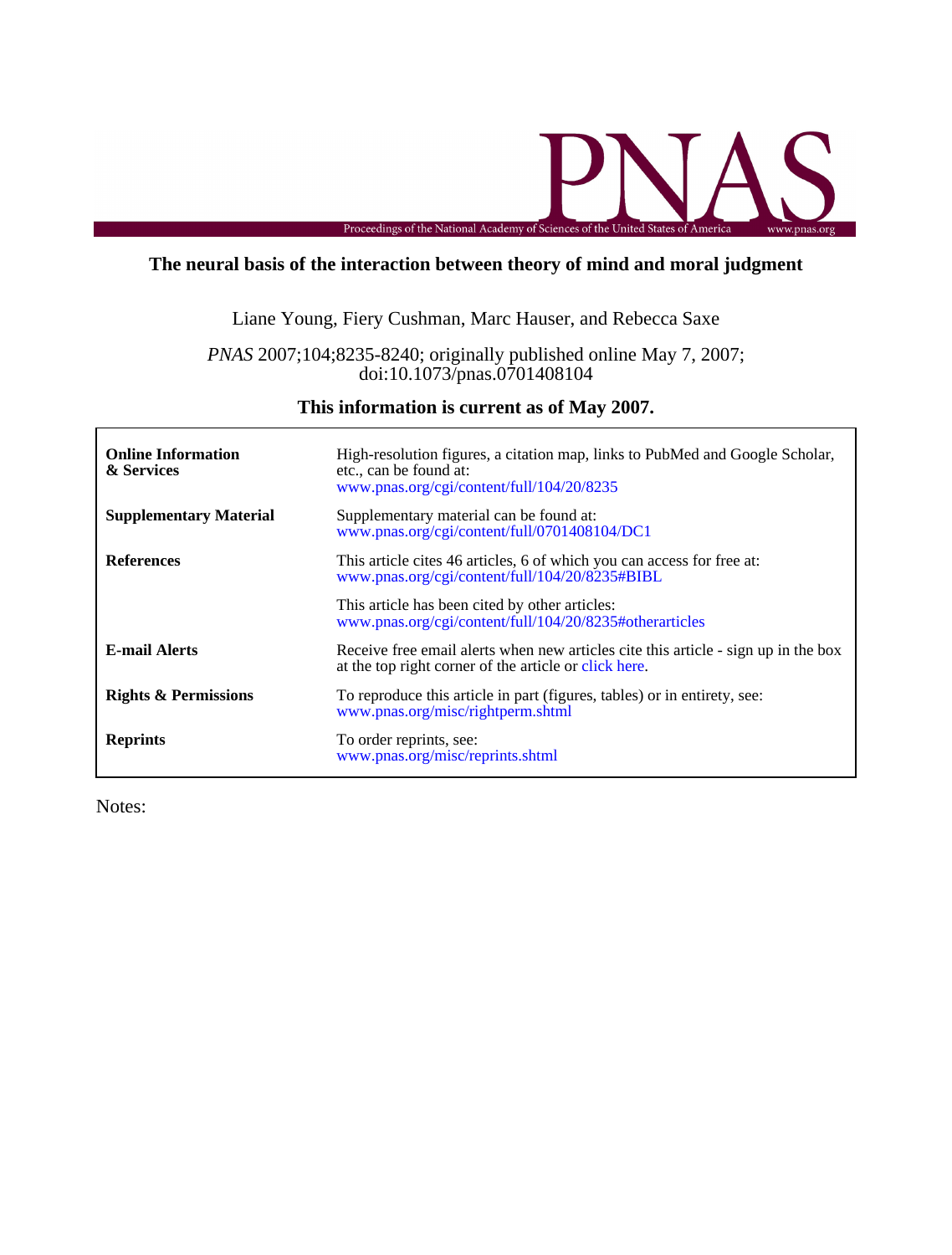# The neural basis of the interaction between theory of mind and moral judgment

Liane Young, Fiery Cushman, Marc Hauser, and Rebecca Saxe

*PNAS* 2007;104;8235-8240; originally published online May 7, 2007;
doi:10.1073/pnas.0701408104

## This information is current as of May 2007.

| | |
|---|---|
| **Online Information & Services** | High-resolution figures, a citation map, links to PubMed and Google Scholar, etc., can be found at: www.pnas.org/cgi/content/full/104/20/8235 |
| **Supplementary Material** | Supplementary material can be found at: www.pnas.org/cgi/content/full/0701408104/DC1 |
| **References** | This article cites 46 articles, 6 of which you can access for free at: www.pnas.org/cgi/content/full/104/20/8235#BIBL |
| | This article has been cited by other articles: www.pnas.org/cgi/content/full/104/20/8235#otherarticles |
| **E-mail Alerts** | Receive free email alerts when new articles cite this article - sign up in the box at the top right corner of the article or click here. |
| **Rights & Permissions** | To reproduce this article in part (figures, tables) or in entirety, see: www.pnas.org/misc/rightperm.shtml |
| **Reprints** | To order reprints, see: www.pnas.org/misc/reprints.shtml |

Notes: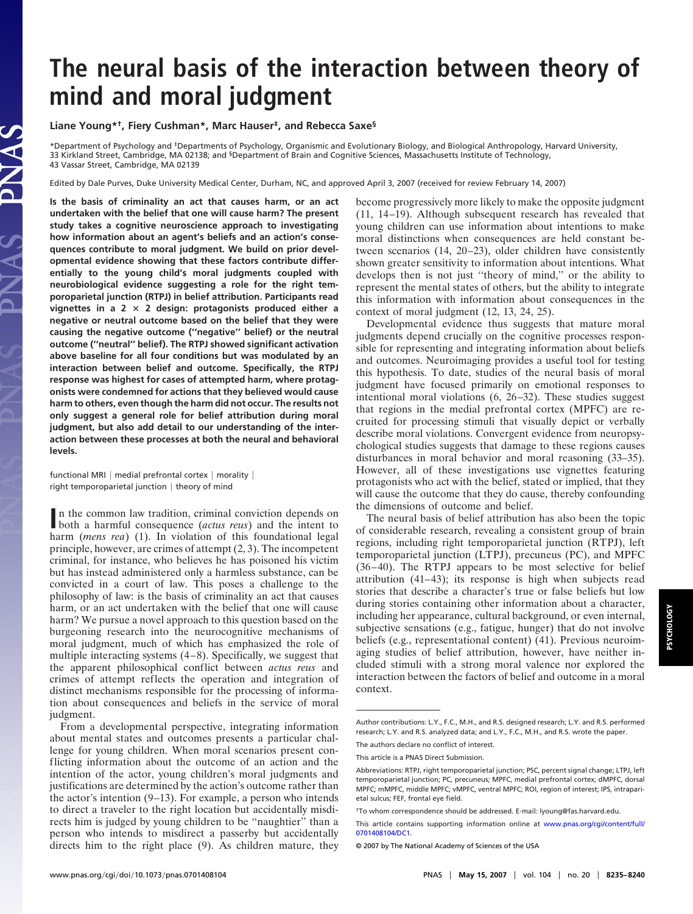# The neural basis of the interaction between theory of mind and moral judgment

**Liane Young*†, Fiery Cushman*, Marc Hauser‡, and Rebecca Saxe§**

*Department of Psychology and ‡Departments of Psychology, Organismic and Evolutionary Biology, and Biological Anthropology, Harvard University, 33 Kirkland Street, Cambridge, MA 02138; and §Department of Brain and Cognitive Sciences, Massachusetts Institute of Technology, 43 Vassar Street, Cambridge, MA 02139

Edited by Dale Purves, Duke University Medical Center, Durham, NC, and approved April 3, 2007 (received for review February 14, 2007)

**Is the basis of criminality an act that causes harm, or an act undertaken with the belief that one will cause harm? The present study takes a cognitive neuroscience approach to investigating how information about an agent's beliefs and an action's consequences contribute to moral judgment. We build on prior developmental evidence showing that these factors contribute differentially to the young child's moral judgments coupled with neurobiological evidence suggesting a role for the right temporoparietal junction (RTPJ) in belief attribution. Participants read vignettes in a 2 × 2 design: protagonists produced either a negative or neutral outcome based on the belief that they were causing the negative outcome ("negative" belief) or the neutral outcome ("neutral" belief). The RTPJ showed significant activation above baseline for all four conditions but was modulated by an interaction between belief and outcome. Specifically, the RTPJ response was highest for cases of attempted harm, where protagonists were condemned for actions that they believed would cause harm to others, even though the harm did not occur. The results not only suggest a general role for belief attribution during moral judgment, but also add detail to our understanding of the interaction between these processes at both the neural and behavioral levels.**

functional MRI | medial prefrontal cortex | morality | right temporoparietal junction | theory of mind

In the common law tradition, criminal conviction depends on both a harmful consequence (*actus reus*) and the intent to harm (*mens rea*) (1). In violation of this foundational legal principle, however, are crimes of attempt (2, 3). The incompetent criminal, for instance, who believes he has poisoned his victim but has instead administered only a harmless substance, can be convicted in a court of law. This poses a challenge to the philosophy of law: is the basis of criminality an act that causes harm, or an act undertaken with the belief that one will cause harm? We pursue a novel approach to this question based on the burgeoning research into the neurocognitive mechanisms of moral judgment, much of which has emphasized the role of multiple interacting systems (4–8). Specifically, we suggest that the apparent philosophical conflict between *actus reus* and crimes of attempt reflects the operation and integration of distinct mechanisms responsible for the processing of information about consequences and beliefs in the service of moral judgment.

From a developmental perspective, integrating information about mental states and outcomes presents a particular challenge for young children. When moral scenarios present conflicting information about the outcome of an action and the intention of the actor, young children's moral judgments and justifications are determined by the action's outcome rather than the actor's intention (9–13). For example, a person who intends to direct a traveler to the right location but accidentally misdirects him is judged by young children to be "naughtier" than a person who intends to misdirect a passerby but accidentally directs him to the right place (9). As children mature, they become progressively more likely to make the opposite judgment (11, 14–19). Although subsequent research has revealed that young children can use information about intentions to make moral distinctions when consequences are held constant between scenarios (14, 20–23), older children have consistently shown greater sensitivity to information about intentions. What develops then is not just "theory of mind," or the ability to represent the mental states of others, but the ability to integrate this information with information about consequences in the context of moral judgment (12, 13, 24, 25).

Developmental evidence thus suggests that mature moral judgments depend crucially on the cognitive processes responsible for representing and integrating information about beliefs and outcomes. Neuroimaging provides a useful tool for testing this hypothesis. To date, studies of the neural basis of moral judgment have focused primarily on emotional responses to intentional moral violations (6, 26–32). These studies suggest that regions in the medial prefrontal cortex (MPFC) are recruited for processing stimuli that visually depict or verbally describe moral violations. Convergent evidence from neuropsychological studies suggests that damage to these regions causes disturbances in moral behavior and moral reasoning (33–35). However, all of these investigations use vignettes featuring protagonists who act with the belief, stated or implied, that they will cause the outcome that they do cause, thereby confounding the dimensions of outcome and belief.

The neural basis of belief attribution has also been the topic of considerable research, revealing a consistent group of brain regions, including right temporoparietal junction (RTPJ), left temporoparietal junction (LTPJ), precuneus (PC), and MPFC (36–40). The RTPJ appears to be most selective for belief attribution (41–43); its response is high when subjects read stories that describe a character's true or false beliefs but low during stories containing other information about a character, including her appearance, cultural background, or even internal, subjective sensations (e.g., fatigue, hunger) that do not involve beliefs (e.g., representational content) (41). Previous neuroimaging studies of belief attribution, however, have neither included stimuli with a strong moral valence nor explored the interaction between the factors of belief and outcome in a moral context.

---

Author contributions: L.Y., F.C., M.H., and R.S. designed research; L.Y. and R.S. performed research; L.Y. and R.S. analyzed data; and L.Y., F.C., M.H., and R.S. wrote the paper.

The authors declare no conflict of interest.

This article is a PNAS Direct Submission.

Abbreviations: RTPJ, right temporoparietal junction; PSC, percent signal change; LTPJ, left temporoparietal junction; PC, precuneus; MPFC, medial prefrontal cortex; dMPFC, dorsal MPFC; mMPFC, middle MPFC; vMPFC, ventral MPFC; ROI, region of interest; IPS, intraparietal sulcus; FEF, frontal eye field.

†To whom correspondence should be addressed. E-mail: lyoung@fas.harvard.edu.

This article contains supporting information online at www.pnas.org/cgi/content/full/0701408104/DC1.

© 2007 by The National Academy of Sciences of the USA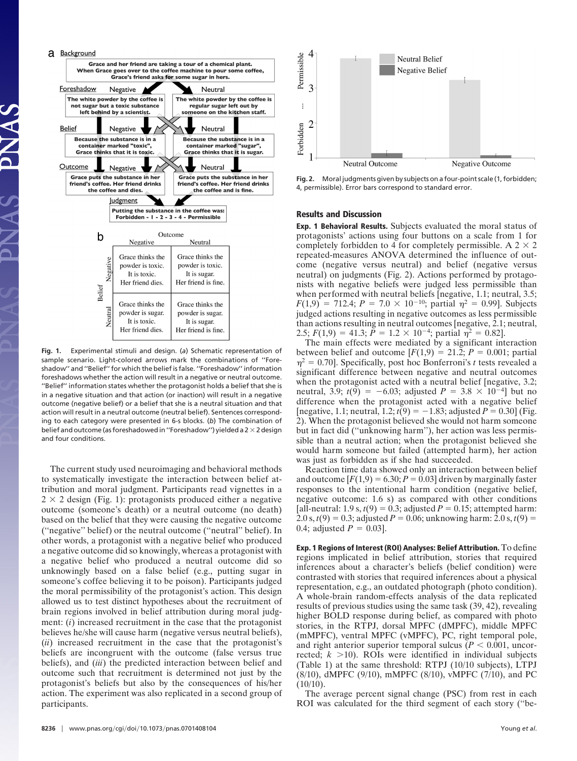**a** Background

Grace and her friend are taking a tour of a chemical plant. When Grace goes over to the coffee machine to pour some coffee, Grace's friend asks for some sugar in hers.

Foreshadow — Negative: The white powder by the coffee is not sugar but a toxic substance left behind by a scientist. — Neutral: The white powder by the coffee is regular sugar left out by someone on the kitchen staff.

Belief — Negative: Because the substance is in a container marked "toxic", Grace thinks that it is toxic. — Neutral: Because the substance is in a container marked "sugar", Grace thinks that it is sugar.

Outcome — Negative: Grace puts the substance in her friend's coffee. Her friend drinks the coffee and dies. — Neutral: Grace puts the substance in her friend's coffee. Her friend drinks the coffee and is fine.

Judgment — Putting the substance in the coffee was: Forbidden - 1 - 2 - 3 - 4 - Permissible

**b**

| Belief | Outcome: Negative | Outcome: Neutral |
|---|---|---|
| Negative | Grace thinks the powder is toxic. It is toxic. Her friend dies. | Grace thinks the powder is toxic. It is sugar. Her friend is fine. |
| Neutral | Grace thinks the powder is sugar. It is toxic. Her friend dies. | Grace thinks the powder is sugar. It is sugar. Her friend is fine. |

**Fig. 1.** Experimental stimuli and design. (*a*) Schematic representation of sample scenario. Light-colored arrows mark the combinations of "Foreshadow" and "Belief" for which the belief is false. "Foreshadow" information foreshadows whether the action will result in a negative or neutral outcome. "Belief" information states whether the protagonist holds a belief that she is in a negative situation and that action (or inaction) will result in a negative outcome (negative belief) or a belief that she is in a neutral situation and that action will result in a neutral outcome (neutral belief). Sentences corresponding to each category were presented in 6-s blocks. (*b*) The combination of belief and outcome (as foreshadowed in "Foreshadow") yielded a $2 \times 2$ design and four conditions.

The current study used neuroimaging and behavioral methods to systematically investigate the interaction between belief attribution and moral judgment. Participants read vignettes in a $2 \times 2$ design (Fig. 1): protagonists produced either a negative outcome (someone's death) or a neutral outcome (no death) based on the belief that they were causing the negative outcome ("negative" belief) or the neutral outcome ("neutral" belief). In other words, a protagonist with a negative belief who produced a negative outcome did so knowingly, whereas a protagonist with a negative belief who produced a neutral outcome did so unknowingly based on a false belief (e.g., putting sugar in someone's coffee believing it to be poison). Participants judged the moral permissibility of the protagonist's action. This design allowed us to test distinct hypotheses about the recruitment of brain regions involved in belief attribution during moral judgment: (*i*) increased recruitment in the case that the protagonist believes he/she will cause harm (negative versus neutral beliefs), (*ii*) increased recruitment in the case that the protagonist's beliefs are incongruent with the outcome (false versus true beliefs), and (*iii*) the predicted interaction between belief and outcome such that recruitment is determined not just by the protagonist's beliefs but also by the consequences of his/her action. The experiment was also replicated in a second group of participants.

Permissible
4
3
⋮
2
Forbidden 1
Neutral Belief
Negative Belief
Neutral Outcome
Negative Outcome

**Fig. 2.** Moral judgments given by subjects on a four-point scale (1, forbidden; 4, permissible). Error bars correspond to standard error.

## Results and Discussion

**Exp. 1 Behavioral Results.** Subjects evaluated the moral status of protagonists' actions using four buttons on a scale from 1 for completely forbidden to 4 for completely permissible. A $2 \times 2$ repeated-measures ANOVA determined the influence of outcome (negative versus neutral) and belief (negative versus neutral) on judgments (Fig. 2). Actions performed by protagonists with negative beliefs were judged less permissible than when performed with neutral beliefs [negative, 1.1; neutral, 3.5; $F(1,9) = 712.4$; $P = 7.0 \times 10^{-10}$; partial $\eta^2 = 0.99$]. Subjects judged actions resulting in negative outcomes as less permissible than actions resulting in neutral outcomes [negative, 2.1; neutral, 2.5; $F(1,9) = 41.3$; $P = 1.2 \times 10^{-4}$; partial $\eta^2 = 0.82$].

The main effects were mediated by a significant interaction between belief and outcome [$F(1,9) = 21.2$; $P = 0.001$; partial $\eta^2 = 0.70$]. Specifically, post hoc Bonferroni's $t$ tests revealed a significant difference between negative and neutral outcomes when the protagonist acted with a neutral belief [negative, 3.2; neutral, 3.9; $t(9) = -6.03$; adjusted $P = 3.8 \times 10^{-4}$] but no difference when the protagonist acted with a negative belief [negative, 1.1; neutral, 1.2; $t(9) = -1.83$; adjusted $P = 0.30$] (Fig. 2). When the protagonist believed she would not harm someone but in fact did ("unknowing harm"), her action was less permissible than a neutral action; when the protagonist believed she would harm someone but failed (attempted harm), her action was just as forbidden as if she had succeeded.

Reaction time data showed only an interaction between belief and outcome [$F(1,9) = 6.30$; $P = 0.03$] driven by marginally faster responses to the intentional harm condition (negative belief, negative outcome: 1.6 s) as compared with other conditions [all-neutral: 1.9 s, $t(9) = 0.3$; adjusted $P = 0.15$; attempted harm: 2.0 s, $t(9) = 0.3$; adjusted $P = 0.06$; unknowing harm: 2.0 s, $t(9) = 0.4$; adjusted $P = 0.03$].

**Exp. 1 Regions of Interest (ROI) Analyses: Belief Attribution.** To define regions implicated in belief attribution, stories that required inferences about a character's beliefs (belief condition) were contrasted with stories that required inferences about a physical representation, e.g., an outdated photograph (photo condition). A whole-brain random-effects analysis of the data replicated results of previous studies using the same task (39, 42), revealing higher BOLD response during belief, as compared with photo stories, in the RTPJ, dorsal MPFC (dMPFC), middle MPFC (mMPFC), ventral MPFC (vMPFC), PC, right temporal pole, and right anterior superior temporal sulcus ($P < 0.001$, uncorrected; $k > 10$). ROIs were identified in individual subjects (Table 1) at the same threshold: RTPJ (10/10 subjects), LTPJ (8/10), dMPFC (9/10), mMPFC (8/10), vMPFC (7/10), and PC (10/10).

The average percent signal change (PSC) from rest in each ROI was calculated for the third segment of each story ("be-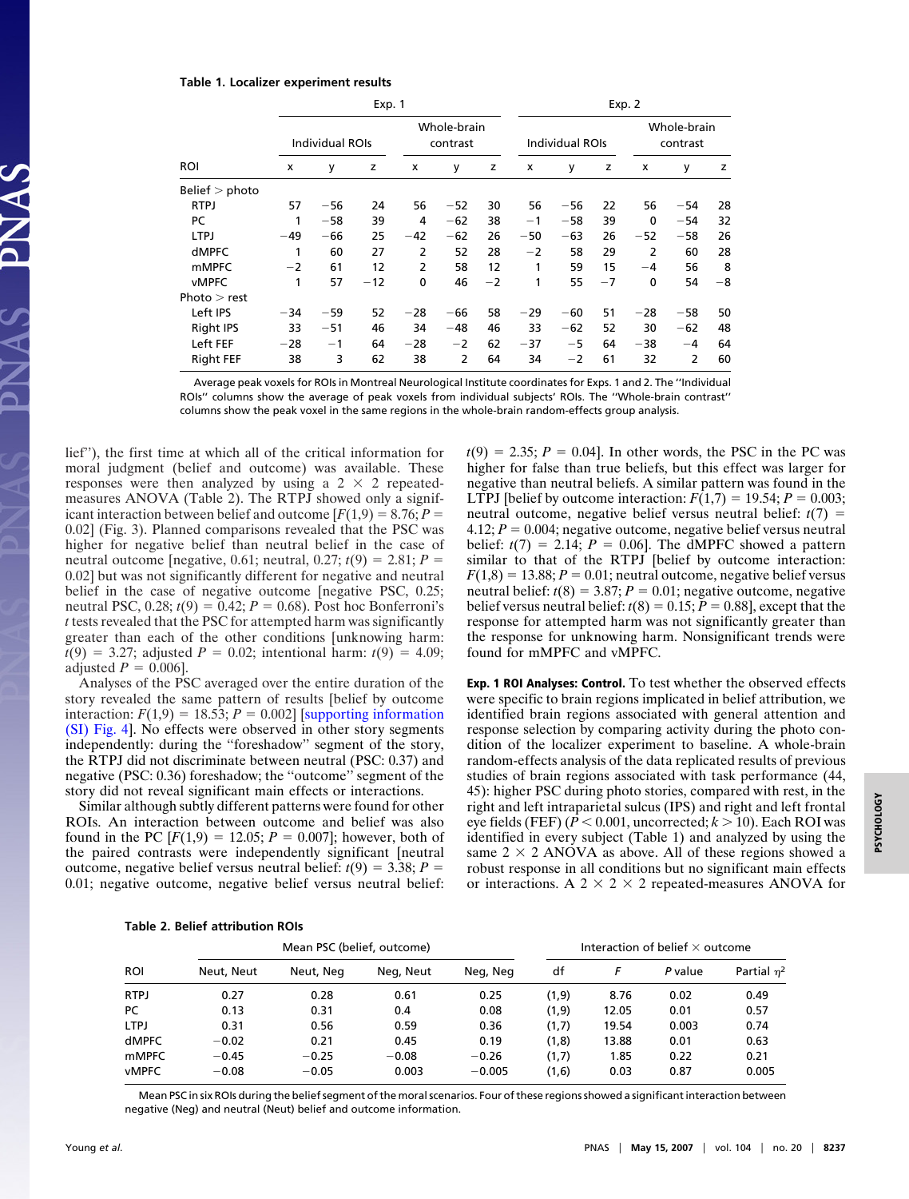**Table 1. Localizer experiment results**

| | Exp. 1 | | | | | | Exp. 2 | | | | | |
|---|---|---|---|---|---|---|---|---|---|---|---|---|
| | Individual ROIs | | | Whole-brain contrast | | | Individual ROIs | | | Whole-brain contrast | | |
| ROI | x | y | z | x | y | z | x | y | z | x | y | z |
| Belief > photo | | | | | | | | | | | | |
| RTPJ | 57 | −56 | 24 | 56 | −52 | 30 | 56 | −56 | 22 | 56 | −54 | 28 |
| PC | 1 | −58 | 39 | 4 | −62 | 38 | −1 | −58 | 39 | 0 | −54 | 32 |
| LTPJ | −49 | −66 | 25 | −42 | −62 | 26 | −50 | −63 | 26 | −52 | −58 | 26 |
| dMPFC | 1 | 60 | 27 | 2 | 52 | 28 | −2 | 58 | 29 | 2 | 60 | 28 |
| mMPFC | −2 | 61 | 12 | 2 | 58 | 12 | 1 | 59 | 15 | −4 | 56 | 8 |
| vMPFC | 1 | 57 | −12 | 0 | 46 | −2 | 1 | 55 | −7 | 0 | 54 | −8 |
| Photo > rest | | | | | | | | | | | | |
| Left IPS | −34 | −59 | 52 | −28 | −66 | 58 | −29 | −60 | 51 | −28 | −58 | 50 |
| Right IPS | 33 | −51 | 46 | 34 | −48 | 46 | 33 | −62 | 52 | 30 | −62 | 48 |
| Left FEF | −28 | −1 | 64 | −28 | −2 | 62 | −37 | −5 | 64 | −38 | −4 | 64 |
| Right FEF | 38 | 3 | 62 | 38 | 2 | 64 | 34 | −2 | 61 | 32 | 2 | 60 |

Average peak voxels for ROIs in Montreal Neurological Institute coordinates for Exps. 1 and 2. The "Individual ROIs" columns show the average of peak voxels from individual subjects' ROIs. The "Whole-brain contrast" columns show the peak voxel in the same regions in the whole-brain random-effects group analysis.

lief"), the first time at which all of the critical information for moral judgment (belief and outcome) was available. These responses were then analyzed by using a 2 × 2 repeated-measures ANOVA (Table 2). The RTPJ showed only a significant interaction between belief and outcome [$F(1,9) = 8.76$; $P = 0.02$] (Fig. 3). Planned comparisons revealed that the PSC was higher for negative belief than neutral belief in the case of neutral outcome [negative, 0.61; neutral, 0.27; $t(9) = 2.81$; $P = 0.02$] but was not significantly different for negative and neutral belief in the case of negative outcome [negative PSC, 0.25; neutral PSC, 0.28; $t(9) = 0.42$; $P = 0.68$). Post hoc Bonferroni's $t$ tests revealed that the PSC for attempted harm was significantly greater than each of the other conditions [unknowing harm: $t(9) = 3.27$; adjusted $P = 0.02$; intentional harm: $t(9) = 4.09$; adjusted $P = 0.006$].

Analyses of the PSC averaged over the entire duration of the story revealed the same pattern of results [belief by outcome interaction: $F(1,9) = 18.53$; $P = 0.002$] [supporting information (SI) Fig. 4]. No effects were observed in other story segments independently: during the "foreshadow" segment of the story, the RTPJ did not discriminate between neutral (PSC: 0.37) and negative (PSC: 0.36) foreshadow; the "outcome" segment of the story did not reveal significant main effects or interactions.

Similar although subtly different patterns were found for other ROIs. An interaction between outcome and belief was also found in the PC [$F(1,9) = 12.05$; $P = 0.007$]; however, both of the paired contrasts were independently significant [neutral outcome, negative belief versus neutral belief: $t(9) = 3.38$; $P = 0.01$; negative outcome, negative belief versus neutral belief: $t(9) = 2.35$; $P = 0.04$]. In other words, the PSC in the PC was higher for false than true beliefs, but this effect was larger for negative than neutral beliefs. A similar pattern was found in the LTPJ [belief by outcome interaction: $F(1,7) = 19.54$; $P = 0.003$; neutral outcome, negative belief versus neutral belief: $t(7) = 4.12$; $P = 0.004$; negative outcome, negative belief versus neutral belief: $t(7) = 2.14$; $P = 0.06$]. The dMPFC showed a pattern similar to that of the RTPJ [belief by outcome interaction: $F(1,8) = 13.88$; $P = 0.01$; neutral outcome, negative belief versus neutral belief: $t(8) = 3.87$; $P = 0.01$; negative outcome, negative belief versus neutral belief: $t(8) = 0.15$; $P = 0.88$], except that the response for attempted harm was not significantly greater than the response for unknowing harm. Nonsignificant trends were found for mMPFC and vMPFC.

**Exp. 1 ROI Analyses: Control.** To test whether the observed effects were specific to brain regions implicated in belief attribution, we identified brain regions associated with general attention and response selection by comparing activity during the photo condition of the localizer experiment to baseline. A whole-brain random-effects analysis of the data replicated results of previous studies of brain regions associated with task performance (44, 45): higher PSC during photo stories, compared with rest, in the right and left intraparietal sulcus (IPS) and right and left frontal eye fields (FEF) ($P < 0.001$, uncorrected; $k > 10$). Each ROI was identified in every subject (Table 1) and analyzed by using the same 2 × 2 ANOVA as above. All of these regions showed a robust response in all conditions but no significant main effects or interactions. A 2 × 2 × 2 repeated-measures ANOVA for

**Table 2. Belief attribution ROIs**

| | Mean PSC (belief, outcome) | | | | Interaction of belief × outcome | | | |
|---|---|---|---|---|---|---|---|---|
| ROI | Neut, Neut | Neut, Neg | Neg, Neut | Neg, Neg | df | $F$ | $P$ value | Partial $\eta^2$ |
| RTPJ | 0.27 | 0.28 | 0.61 | 0.25 | (1,9) | 8.76 | 0.02 | 0.49 |
| PC | 0.13 | 0.31 | 0.4 | 0.08 | (1,9) | 12.05 | 0.01 | 0.57 |
| LTPJ | 0.31 | 0.56 | 0.59 | 0.36 | (1,7) | 19.54 | 0.003 | 0.74 |
| dMPFC | −0.02 | 0.21 | 0.45 | 0.19 | (1,8) | 13.88 | 0.01 | 0.63 |
| mMPFC | −0.45 | −0.25 | −0.08 | −0.26 | (1,7) | 1.85 | 0.22 | 0.21 |
| vMPFC | −0.08 | −0.05 | 0.003 | −0.005 | (1,6) | 0.03 | 0.87 | 0.005 |

Mean PSC in six ROIs during the belief segment of the moral scenarios. Four of these regions showed a significant interaction between negative (Neg) and neutral (Neut) belief and outcome information.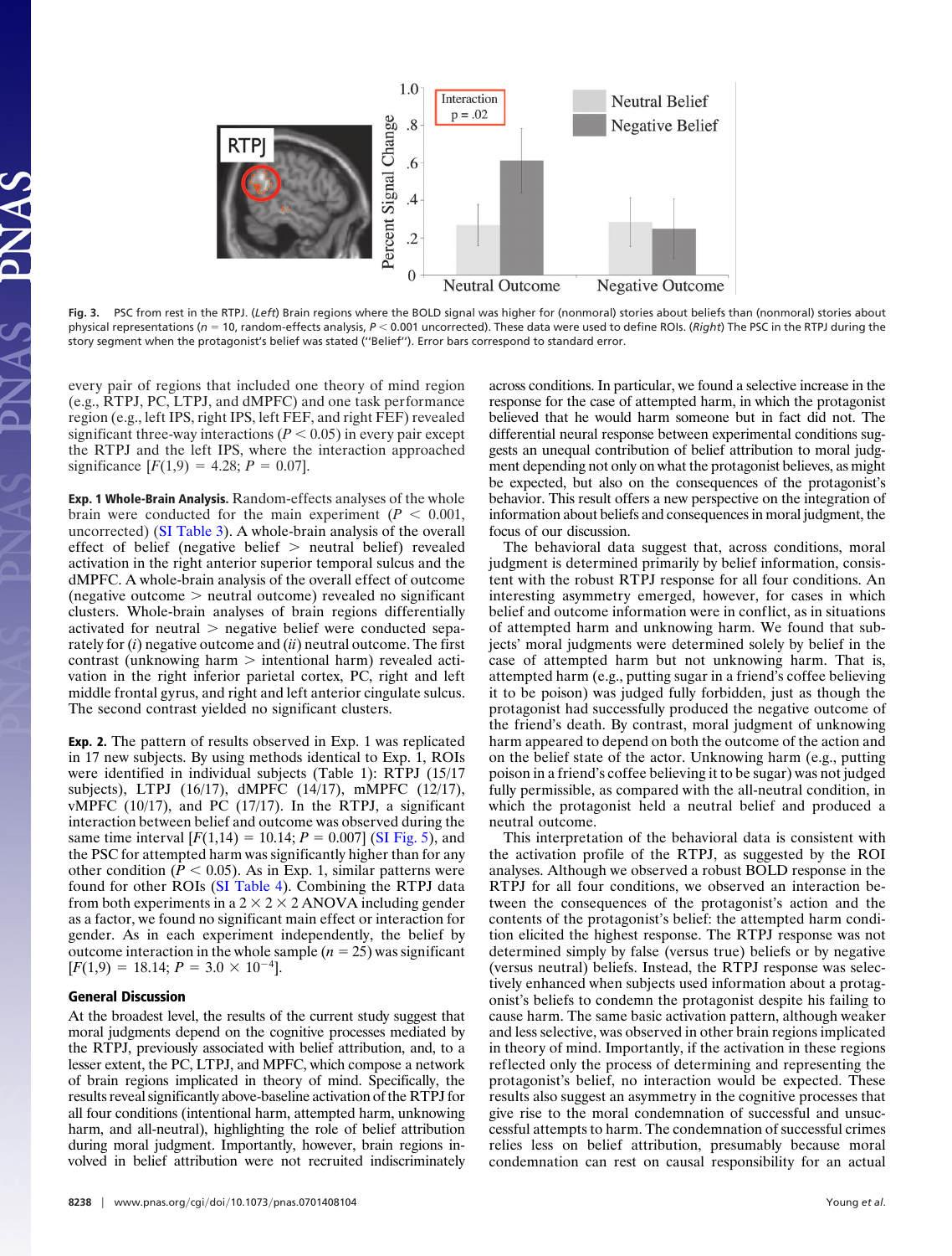RTPJ

Interaction
p = .02

Neutral Belief
Negative Belief

1.0
.8
.6
.4
.2
0

Percent Signal Change

Neutral Outcome
Negative Outcome

**Fig. 3.** PSC from rest in the RTPJ. (*Left*) Brain regions where the BOLD signal was higher for (nonmoral) stories about beliefs than (nonmoral) stories about physical representations ($n = 10$, random-effects analysis, $P < 0.001$ uncorrected). These data were used to define ROIs. (*Right*) The PSC in the RTPJ during the story segment when the protagonist's belief was stated ("Belief"). Error bars correspond to standard error.

every pair of regions that included one theory of mind region (e.g., RTPJ, PC, LTPJ, and dMPFC) and one task performance region (e.g., left IPS, right IPS, left FEF, and right FEF) revealed significant three-way interactions ($P < 0.05$) in every pair except the RTPJ and the left IPS, where the interaction approached significance [$F(1,9) = 4.28$; $P = 0.07$].

**Exp. 1 Whole-Brain Analysis.** Random-effects analyses of the whole brain were conducted for the main experiment ($P < 0.001$, uncorrected) (SI Table 3). A whole-brain analysis of the overall effect of belief (negative belief > neutral belief) revealed activation in the right anterior superior temporal sulcus and the dMPFC. A whole-brain analysis of the overall effect of outcome (negative outcome > neutral outcome) revealed no significant clusters. Whole-brain analyses of brain regions differentially activated for neutral > negative belief were conducted separately for (*i*) negative outcome and (*ii*) neutral outcome. The first contrast (unknowing harm > intentional harm) revealed activation in the right inferior parietal cortex, PC, right and left middle frontal gyrus, and right and left anterior cingulate sulcus. The second contrast yielded no significant clusters.

**Exp. 2.** The pattern of results observed in Exp. 1 was replicated in 17 new subjects. By using methods identical to Exp. 1, ROIs were identified in individual subjects (Table 1): RTPJ (15/17 subjects), LTPJ (16/17), dMPFC (14/17), mMPFC (12/17), vMPFC (10/17), and PC (17/17). In the RTPJ, a significant interaction between belief and outcome was observed during the same time interval [$F(1,14) = 10.14$; $P = 0.007$] (SI Fig. 5), and the PSC for attempted harm was significantly higher than for any other condition ($P < 0.05$). As in Exp. 1, similar patterns were found for other ROIs (SI Table 4). Combining the RTPJ data from both experiments in a $2 \times 2 \times 2$ ANOVA including gender as a factor, we found no significant main effect or interaction for gender. As in each experiment independently, the belief by outcome interaction in the whole sample ($n = 25$) was significant [$F(1,9) = 18.14$; $P = 3.0 \times 10^{-4}$].

## General Discussion

At the broadest level, the results of the current study suggest that moral judgments depend on the cognitive processes mediated by the RTPJ, previously associated with belief attribution, and, to a lesser extent, the PC, LTPJ, and MPFC, which compose a network of brain regions implicated in theory of mind. Specifically, the results reveal significantly above-baseline activation of the RTPJ for all four conditions (intentional harm, attempted harm, unknowing harm, and all-neutral), highlighting the role of belief attribution during moral judgment. Importantly, however, brain regions involved in belief attribution were not recruited indiscriminately across conditions. In particular, we found a selective increase in the response for the case of attempted harm, in which the protagonist believed that he would harm someone but in fact did not. The differential neural response between experimental conditions suggests an unequal contribution of belief attribution to moral judgment depending not only on what the protagonist believes, as might be expected, but also on the consequences of the protagonist's behavior. This result offers a new perspective on the integration of information about beliefs and consequences in moral judgment, the focus of our discussion.

The behavioral data suggest that, across conditions, moral judgment is determined primarily by belief information, consistent with the robust RTPJ response for all four conditions. An interesting asymmetry emerged, however, for cases in which belief and outcome information were in conflict, as in situations of attempted harm and unknowing harm. We found that subjects' moral judgments were determined solely by belief in the case of attempted harm but not unknowing harm. That is, attempted harm (e.g., putting sugar in a friend's coffee believing it to be poison) was judged fully forbidden, just as though the protagonist had successfully produced the negative outcome of the friend's death. By contrast, moral judgment of unknowing harm appeared to depend on both the outcome of the action and on the belief state of the actor. Unknowing harm (e.g., putting poison in a friend's coffee believing it to be sugar) was not judged fully permissible, as compared with the all-neutral condition, in which the protagonist held a neutral belief and produced a neutral outcome.

This interpretation of the behavioral data is consistent with the activation profile of the RTPJ, as suggested by the ROI analyses. Although we observed a robust BOLD response in the RTPJ for all four conditions, we observed an interaction between the consequences of the protagonist's action and the contents of the protagonist's belief: the attempted harm condition elicited the highest response. The RTPJ response was not determined simply by false (versus true) beliefs or by negative (versus neutral) beliefs. Instead, the RTPJ response was selectively enhanced when subjects used information about a protagonist's beliefs to condemn the protagonist despite his failing to cause harm. The same basic activation pattern, although weaker and less selective, was observed in other brain regions implicated in theory of mind. Importantly, if the activation in these regions reflected only the process of determining and representing the protagonist's belief, no interaction would be expected. These results also suggest an asymmetry in the cognitive processes that give rise to the moral condemnation of successful and unsuccessful attempts to harm. The condemnation of successful crimes relies less on belief attribution, presumably because moral condemnation can rest on causal responsibility for an actual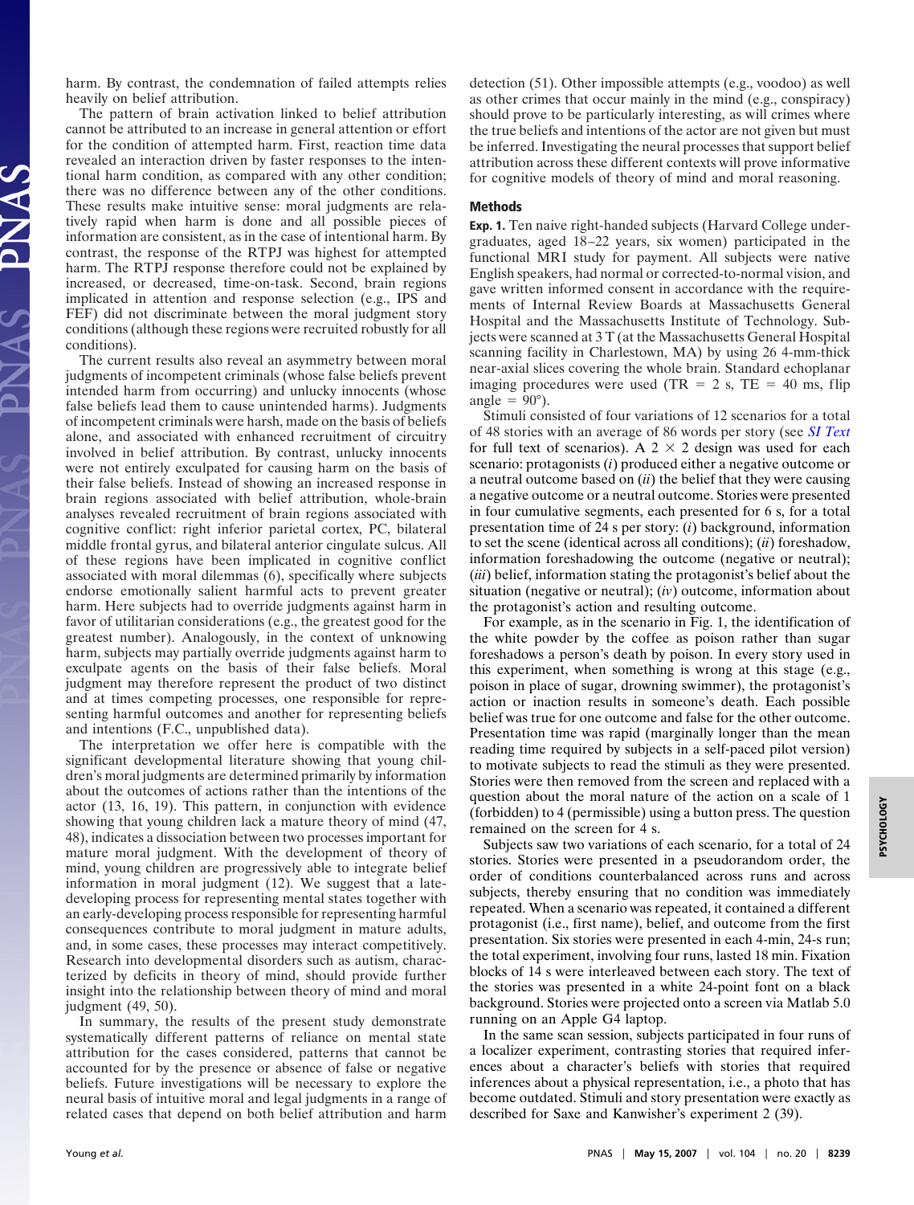harm. By contrast, the condemnation of failed attempts relies heavily on belief attribution.

The pattern of brain activation linked to belief attribution cannot be attributed to an increase in general attention or effort for the condition of attempted harm. First, reaction time data revealed an interaction driven by faster responses to the intentional harm condition, as compared with any other condition; there was no difference between any of the other conditions. These results make intuitive sense: moral judgments are relatively rapid when harm is done and all possible pieces of information are consistent, as in the case of intentional harm. By contrast, the response of the RTPJ was highest for attempted harm. The RTPJ response therefore could not be explained by increased, or decreased, time-on-task. Second, brain regions implicated in attention and response selection (e.g., IPS and FEF) did not discriminate between the moral judgment story conditions (although these regions were recruited robustly for all conditions).

The current results also reveal an asymmetry between moral judgments of incompetent criminals (whose false beliefs prevent intended harm from occurring) and unlucky innocents (whose false beliefs lead them to cause unintended harms). Judgments of incompetent criminals were harsh, made on the basis of beliefs alone, and associated with enhanced recruitment of circuitry involved in belief attribution. By contrast, unlucky innocents were not entirely exculpated for causing harm on the basis of their false beliefs. Instead of showing an increased response in brain regions associated with belief attribution, whole-brain analyses revealed recruitment of brain regions associated with cognitive conflict: right inferior parietal cortex, PC, bilateral middle frontal gyrus, and bilateral anterior cingulate sulcus. All of these regions have been implicated in cognitive conflict associated with moral dilemmas (6), specifically where subjects endorse emotionally salient harmful acts to prevent greater harm. Here subjects had to override judgments against harm in favor of utilitarian considerations (e.g., the greatest good for the greatest number). Analogously, in the context of unknowing harm, subjects may partially override judgments against harm to exculpate agents on the basis of their false beliefs. Moral judgment may therefore represent the product of two distinct and at times competing processes, one responsible for representing harmful outcomes and another for representing beliefs and intentions (F.C., unpublished data).

The interpretation we offer here is compatible with the significant developmental literature showing that young children's moral judgments are determined primarily by information about the outcomes of actions rather than the intentions of the actor (13, 16, 19). This pattern, in conjunction with evidence showing that young children lack a mature theory of mind (47, 48), indicates a dissociation between two processes important for mature moral judgment. With the development of theory of mind, young children are progressively able to integrate belief information in moral judgment (12). We suggest that a late-developing process for representing mental states together with an early-developing process responsible for representing harmful consequences contribute to moral judgment in mature adults, and, in some cases, these processes may interact competitively. Research into developmental disorders such as autism, characterized by deficits in theory of mind, should provide further insight into the relationship between theory of mind and moral judgment (49, 50).

In summary, the results of the present study demonstrate systematically different patterns of reliance on mental state attribution for the cases considered, patterns that cannot be accounted for by the presence or absence of false or negative beliefs. Future investigations will be necessary to explore the neural basis of intuitive moral and legal judgments in a range of related cases that depend on both belief attribution and harm detection (51). Other impossible attempts (e.g., voodoo) as well as other crimes that occur mainly in the mind (e.g., conspiracy) should prove to be particularly interesting, as will crimes where the true beliefs and intentions of the actor are not given but must be inferred. Investigating the neural processes that support belief attribution across these different contexts will prove informative for cognitive models of theory of mind and moral reasoning.

## Methods

**Exp. 1.** Ten naive right-handed subjects (Harvard College undergraduates, aged 18–22 years, six women) participated in the functional MRI study for payment. All subjects were native English speakers, had normal or corrected-to-normal vision, and gave written informed consent in accordance with the requirements of Internal Review Boards at Massachusetts General Hospital and the Massachusetts Institute of Technology. Subjects were scanned at 3 T (at the Massachusetts General Hospital scanning facility in Charlestown, MA) by using 26 4-mm-thick near-axial slices covering the whole brain. Standard echoplanar imaging procedures were used (TR = 2 s, TE = 40 ms, flip angle = 90°).

Stimuli consisted of four variations of 12 scenarios for a total of 48 stories with an average of 86 words per story (see *SI Text* for full text of scenarios). A 2 × 2 design was used for each scenario: protagonists (*i*) produced either a negative outcome or a neutral outcome based on (*ii*) the belief that they were causing a negative outcome or a neutral outcome. Stories were presented in four cumulative segments, each presented for 6 s, for a total presentation time of 24 s per story: (*i*) background, information to set the scene (identical across all conditions); (*ii*) foreshadow, information foreshadowing the outcome (negative or neutral); (*iii*) belief, information stating the protagonist's belief about the situation (negative or neutral); (*iv*) outcome, information about the protagonist's action and resulting outcome.

For example, as in the scenario in Fig. 1, the identification of the white powder by the coffee as poison rather than sugar foreshadows a person's death by poison. In every story used in this experiment, when something is wrong at this stage (e.g., poison in place of sugar, drowning swimmer), the protagonist's action or inaction results in someone's death. Each possible belief was true for one outcome and false for the other outcome. Presentation time was rapid (marginally longer than the mean reading time required by subjects in a self-paced pilot version) to motivate subjects to read the stimuli as they were presented. Stories were then removed from the screen and replaced with a question about the moral nature of the action on a scale of 1 (forbidden) to 4 (permissible) using a button press. The question remained on the screen for 4 s.

Subjects saw two variations of each scenario, for a total of 24 stories. Stories were presented in a pseudorandom order, the order of conditions counterbalanced across runs and across subjects, thereby ensuring that no condition was immediately repeated. When a scenario was repeated, it contained a different protagonist (i.e., first name), belief, and outcome from the first presentation. Six stories were presented in each 4-min, 24-s run; the total experiment, involving four runs, lasted 18 min. Fixation blocks of 14 s were interleaved between each story. The text of the stories was presented in a white 24-point font on a black background. Stories were projected onto a screen via Matlab 5.0 running on an Apple G4 laptop.

In the same scan session, subjects participated in four runs of a localizer experiment, contrasting stories that required inferences about a character's beliefs with stories that required inferences about a physical representation, i.e., a photo that has become outdated. Stimuli and story presentation were exactly as described for Saxe and Kanwisher's experiment 2 (39).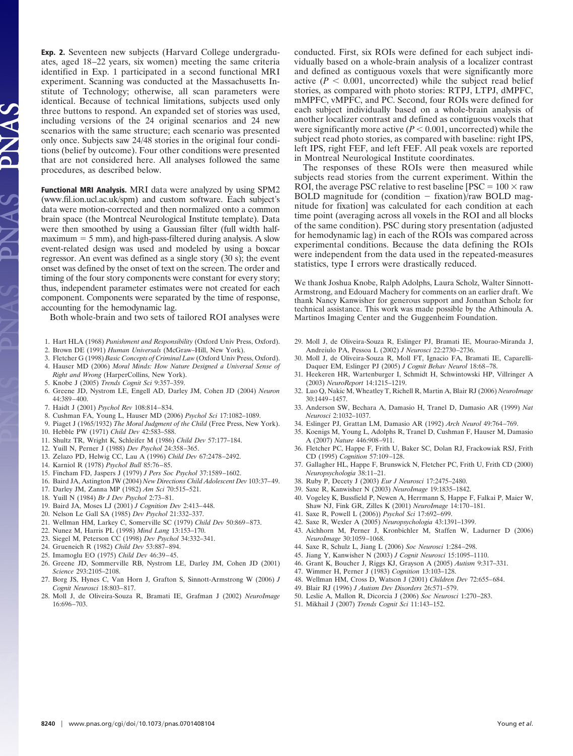**Exp. 2.** Seventeen new subjects (Harvard College undergraduates, aged 18–22 years, six women) meeting the same criteria identified in Exp. 1 participated in a second functional MRI experiment. Scanning was conducted at the Massachusetts Institute of Technology; otherwise, all scan parameters were identical. Because of technical limitations, subjects used only three buttons to respond. An expanded set of stories was used, including versions of the 24 original scenarios and 24 new scenarios with the same structure; each scenario was presented only once. Subjects saw 24/48 stories in the original four conditions (belief by outcome). Four other conditions were presented that are not considered here. All analyses followed the same procedures, as described below.

**Functional MRI Analysis.** MRI data were analyzed by using SPM2 (www.fil.ion.ucl.ac.uk/spm) and custom software. Each subject's data were motion-corrected and then normalized onto a common brain space (the Montreal Neurological Institute template). Data were then smoothed by using a Gaussian filter (full width half-maximum = 5 mm), and high-pass-filtered during analysis. A slow event-related design was used and modeled by using a boxcar regressor. An event was defined as a single story (30 s); the event onset was defined by the onset of text on the screen. The order and timing of the four story components were constant for every story; thus, independent parameter estimates were not created for each component. Components were separated by the time of response, accounting for the hemodynamic lag.

Both whole-brain and two sets of tailored ROI analyses were conducted. First, six ROIs were defined for each subject individually based on a whole-brain analysis of a localizer contrast and defined as contiguous voxels that were significantly more active ($P < 0.001$, uncorrected) while the subject read belief stories, as compared with photo stories: RTPJ, LTPJ, dMPFC, mMPFC, vMPFC, and PC. Second, four ROIs were defined for each subject individually based on a whole-brain analysis of another localizer contrast and defined as contiguous voxels that were significantly more active ($P < 0.001$, uncorrected) while the subject read photo stories, as compared with baseline: right IPS, left IPS, right FEF, and left FEF. All peak voxels are reported in Montreal Neurological Institute coordinates.

The responses of these ROIs were then measured while subjects read stories from the current experiment. Within the ROI, the average PSC relative to rest baseline [PSC = 100 × raw BOLD magnitude for (condition − fixation)/raw BOLD magnitude for fixation] was calculated for each condition at each time point (averaging across all voxels in the ROI and all blocks of the same condition). PSC during story presentation (adjusted for hemodynamic lag) in each of the ROIs was compared across experimental conditions. Because the data defining the ROIs were independent from the data used in the repeated-measures statistics, type I errors were drastically reduced.

We thank Joshua Knobe, Ralph Adolphs, Laura Scholz, Walter Sinnott-Armstrong, and Edouard Machery for comments on an earlier draft. We thank Nancy Kanwisher for generous support and Jonathan Scholz for technical assistance. This work was made possible by the Athinoula A. Martinos Imaging Center and the Guggenheim Foundation.

1. Hart HLA (1968) *Punishment and Responsibility* (Oxford Univ Press, Oxford).
2. Brown DE (1991) *Human Universals* (McGraw–Hill, New York).
3. Fletcher G (1998) *Basic Concepts of Criminal Law* (Oxford Univ Press, Oxford).
4. Hauser MD (2006) *Moral Minds: How Nature Designed a Universal Sense of Right and Wrong* (HarperCollins, New York).
5. Knobe J (2005) *Trends Cognit Sci* 9:357–359.
6. Greene JD, Nystrom LE, Engell AD, Darley JM, Cohen JD (2004) *Neuron* 44:389–400.
7. Haidt J (2001) *Psychol Rev* 108:814–834.
8. Cushman FA, Young L, Hauser MD (2006) *Psychol Sci* 17:1082–1089.
9. Piaget J (1965/1932) *The Moral Judgment of the Child* (Free Press, New York).
10. Hebble PW (1971) *Child Dev* 42:583–588.
11. Shultz TR, Wright K, Schleifer M (1986) *Child Dev* 57:177–184.
12. Yuill N, Perner J (1988) *Dev Psychol* 24:358–365.
13. Zelazo PD, Helwig CC, Lau A (1996) *Child Dev* 67:2478–2492.
14. Karniol R (1978) *Psychol Bull* 85:76–85.
15. Fincham FD, Jaspers J (1979) *J Pers Soc Psychol* 37:1589–1602.
16. Baird JA, Astington JW (2004) *New Directions Child Adolescent Dev* 103:37–49.
17. Darley JM, Zanna MP (1982) *Am Sci* 70:515–521.
18. Yuill N (1984) *Br J Dev Psychol* 2:73–81.
19. Baird JA, Moses LJ (2001) *J Cognition Dev* 2:413–448.
20. Nelson Le Gall SA (1985) *Dev Psychol* 21:332–337.
21. Wellman HM, Larkey C, Somerville SC (1979) *Child Dev* 50:869–873.
22. Nunez M, Harris PL (1998) *Mind Lang* 13:153–170.
23. Siegel M, Peterson CC (1998) *Dev Psychol* 34:332–341.
24. Grueneich R (1982) *Child Dev* 53:887–894.
25. Imamoglu EO (1975) *Child Dev* 46:39–45.
26. Greene JD, Sommerville RB, Nystrom LE, Darley JM, Cohen JD (2001) *Science* 293:2105–2108.
27. Borg JS, Hynes C, Van Horn J, Grafton S, Sinnott-Armstrong W (2006) *J Cognit Neurosci* 18:803–817.
28. Moll J, de Oliveira-Souza R, Bramati IE, Grafman J (2002) *NeuroImage* 16:696–703.
29. Moll J, de Oliveira-Souza R, Eslinger PJ, Bramati IE, Mourao-Miranda J, Andreiulo PA, Pessoa L (2002) *J Neurosci* 22:2730–2736.
30. Moll J, de Oliveira-Souza R, Moll FT, Ignacio FA, Bramati IE, Caparelli-Daquer EM, Eslinger PJ (2005) *J Cognit Behav Neurol* 18:68–78.
31. Heekeren HR, Wartenburger I, Schmidt H, Schwintowski HP, Villringer A (2003) *NeuroReport* 14:1215–1219.
32. Luo Q, Nakic M, Wheatley T, Richell R, Martin A, Blair RJ (2006) *NeuroImage* 30:1449–1457.
33. Anderson SW, Bechara A, Damasio H, Tranel D, Damasio AR (1999) *Nat Neurosci* 2:1032–1037.
34. Eslinger PJ, Grattan LM, Damasio AR (1992) *Arch Neurol* 49:764–769.
35. Koenigs M, Young L, Adolphs R, Tranel D, Cushman F, Hauser M, Damasio A (2007) *Nature* 446:908–911.
36. Fletcher PC, Happe F, Frith U, Baker SC, Dolan RJ, Frackowiak RSJ, Frith CD (1995) *Cognition* 57:109–128.
37. Gallagher HL, Happe F, Brunswick N, Fletcher PC, Frith U, Frith CD (2000) *Neuropsychologia* 38:11–21.
38. Ruby P, Decety J (2003) *Eur J Neurosci* 17:2475–2480.
39. Saxe R, Kanwisher N (2003) *NeuroImage* 19:1835–1842.
40. Vogeley K, Bussfield P, Newen A, Herrmann S, Happe F, Falkai P, Maier W, Shaw NJ, Fink GR, Zilles K (2001) *NeuroImage* 14:170–181.
41. Saxe R, Powell L (2006)) *Psychol Sci* 17:692–699.
42. Saxe R, Wexler A (2005) *Neuropsychologia* 43:1391–1399.
43. Aichhorn M, Perner J, Kronbichler M, Staffen W, Ladurner D (2006) *NeuroImage* 30:1059–1068.
44. Saxe R, Schulz L, Jiang Y (2006) *Soc Neurosci* 1:284–298.
45. Jiang Y, Kanwisher N (2003) *J Cognit Neurosci* 15:1095–1110.
46. Grant K, Boucher J, Riggs KJ, Grayson A (2005) *Autism* 9:317–331.
47. Wimmer H, Perner J (1983) *Cognition* 13:103–128.
48. Wellman HM, Cross D, Watson J (2001) *Children Dev* 72:655–684.
49. Blair RJ (1996) *J Autism Dev Disorders* 26:571–579.
50. Leslie A, Mallon R, Dicorcia J (2006) *Soc Neurosci* 1:270–283.
51. Mikhail J (2007) *Trends Cognit Sci* 11:143–152.